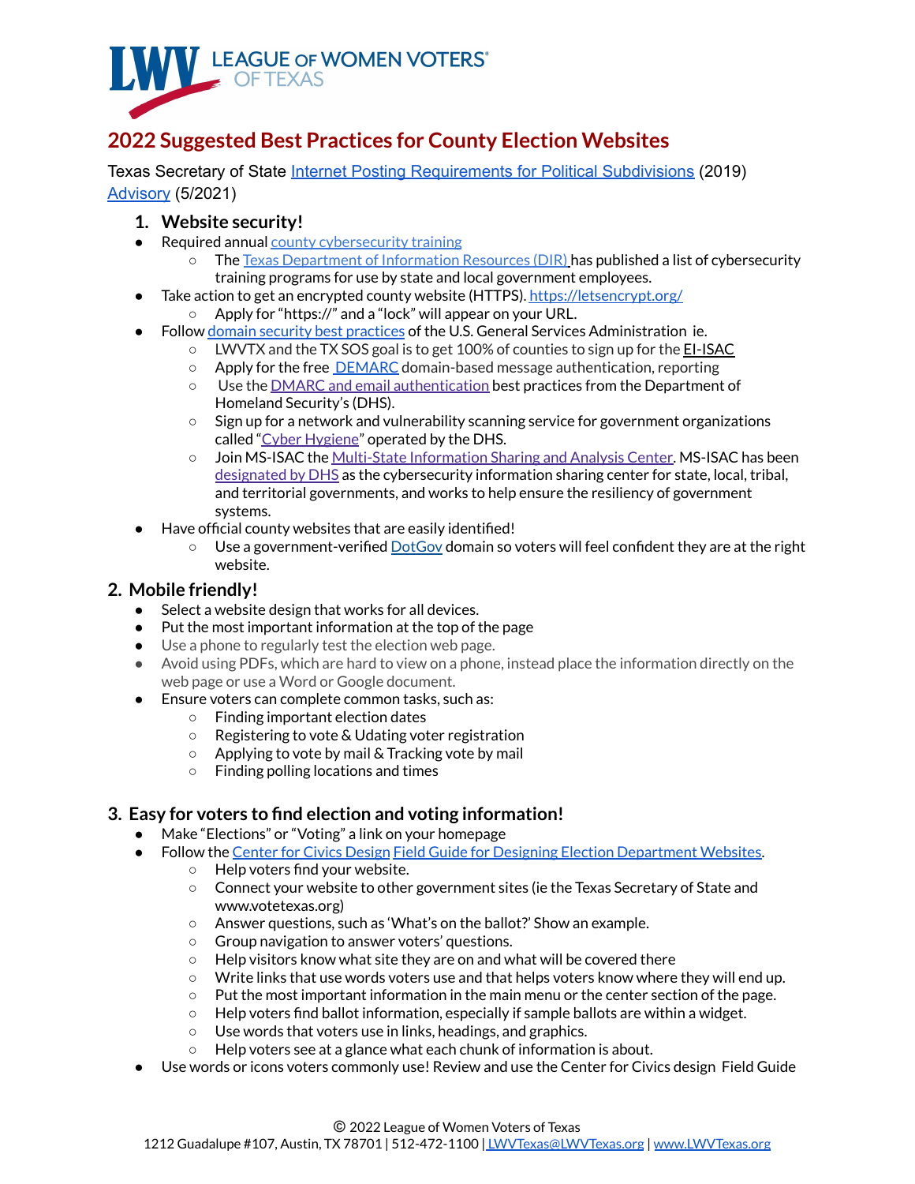LEAGUE OF WOMEN VOTERS® OF TEXAS

# 2022 Suggested Best Practices for County Election Websites

Texas Secretary of State Internet Posting Requirements for Political Subdivisions (2019)
Advisory (5/2021)

## 1. Website security!

- Required annual county cybersecurity training
  - The Texas Department of Information Resources (DIR) has published a list of cybersecurity training programs for use by state and local government employees.
- Take action to get an encrypted county website (HTTPS). https://letsencrypt.org/
  - Apply for "https://" and a "lock" will appear on your URL.
- Follow domain security best practices of the U.S. General Services Administration ie.
  - LWVTX and the TX SOS goal is to get 100% of counties to sign up for the EI-ISAC
  - Apply for the free DEMARC domain-based message authentication, reporting
  - Use the DMARC and email authentication best practices from the Department of Homeland Security's (DHS).
  - Sign up for a network and vulnerability scanning service for government organizations called "Cyber Hygiene" operated by the DHS.
  - Join MS-ISAC the Multi-State Information Sharing and Analysis Center. MS-ISAC has been designated by DHS as the cybersecurity information sharing center for state, local, tribal, and territorial governments, and works to help ensure the resiliency of government systems.
- Have official county websites that are easily identified!
  - Use a government-verified DotGov domain so voters will feel confident they are at the right website.

## 2. Mobile friendly!

- Select a website design that works for all devices.
- Put the most important information at the top of the page
- Use a phone to regularly test the election web page.
- Avoid using PDFs, which are hard to view on a phone, instead place the information directly on the web page or use a Word or Google document.
- Ensure voters can complete common tasks, such as:
  - Finding important election dates
  - Registering to vote & Udating voter registration
  - Applying to vote by mail & Tracking vote by mail
  - Finding polling locations and times

## 3. Easy for voters to find election and voting information!

- Make "Elections" or "Voting" a link on your homepage
- Follow the Center for Civics Design Field Guide for Designing Election Department Websites.
  - Help voters find your website.
  - Connect your website to other government sites (ie the Texas Secretary of State and www.votetexas.org)
  - Answer questions, such as 'What's on the ballot?' Show an example.
  - Group navigation to answer voters' questions.
  - Help visitors know what site they are on and what will be covered there
  - Write links that use words voters use and that helps voters know where they will end up.
  - Put the most important information in the main menu or the center section of the page.
  - Help voters find ballot information, especially if sample ballots are within a widget.
  - Use words that voters use in links, headings, and graphics.
  - Help voters see at a glance what each chunk of information is about.
- Use words or icons voters commonly use! Review and use the Center for Civics design Field Guide

© 2022 League of Women Voters of Texas
1212 Guadalupe #107, Austin, TX 78701 | 512-472-1100 | LWVTexas@LWVTexas.org | www.LWVTexas.org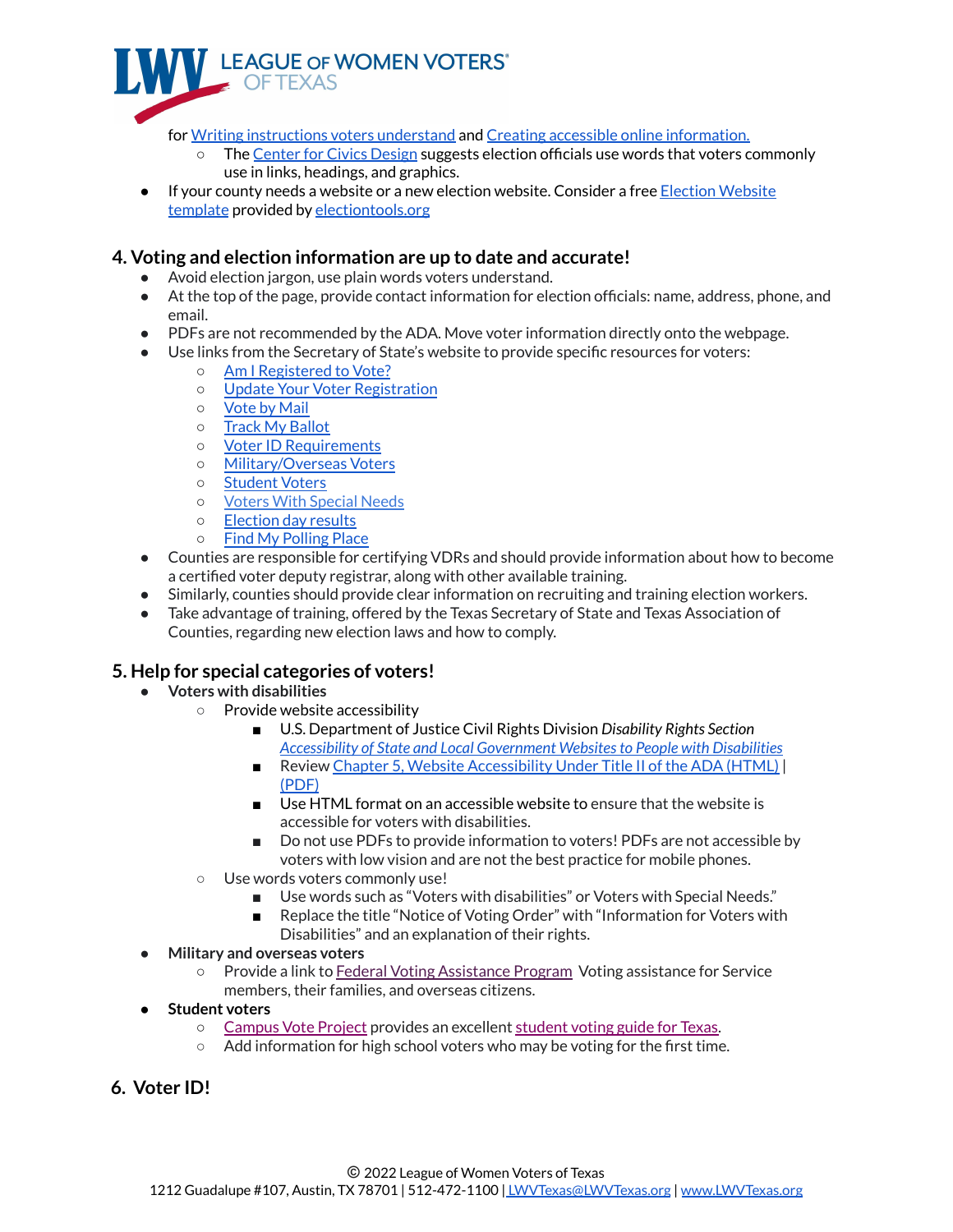for Writing instructions voters understand and Creating accessible online information.
- The Center for Civics Design suggests election officials use words that voters commonly use in links, headings, and graphics.
- If your county needs a website or a new election website. Consider a free Election Website template provided by electiontools.org

## 4. Voting and election information are up to date and accurate!

- Avoid election jargon, use plain words voters understand.
- At the top of the page, provide contact information for election officials: name, address, phone, and email.
- PDFs are not recommended by the ADA. Move voter information directly onto the webpage.
- Use links from the Secretary of State's website to provide specific resources for voters:
  - Am I Registered to Vote?
  - Update Your Voter Registration
  - Vote by Mail
  - Track My Ballot
  - Voter ID Requirements
  - Military/Overseas Voters
  - Student Voters
  - Voters With Special Needs
  - Election day results
  - Find My Polling Place
- Counties are responsible for certifying VDRs and should provide information about how to become a certified voter deputy registrar, along with other available training.
- Similarly, counties should provide clear information on recruiting and training election workers.
- Take advantage of training, offered by the Texas Secretary of State and Texas Association of Counties, regarding new election laws and how to comply.

## 5. Help for special categories of voters!

- **Voters with disabilities**
  - Provide website accessibility
    - U.S. Department of Justice Civil Rights Division *Disability Rights Section* *Accessibility of State and Local Government Websites to People with Disabilities*
    - Review Chapter 5, Website Accessibility Under Title II of the ADA (HTML) | (PDF)
    - Use HTML format on an accessible website to ensure that the website is accessible for voters with disabilities.
    - Do not use PDFs to provide information to voters! PDFs are not accessible by voters with low vision and are not the best practice for mobile phones.
  - Use words voters commonly use!
    - Use words such as "Voters with disabilities" or Voters with Special Needs."
    - Replace the title "Notice of Voting Order" with "Information for Voters with Disabilities" and an explanation of their rights.
- **Military and overseas voters**
  - Provide a link to Federal Voting Assistance Program Voting assistance for Service members, their families, and overseas citizens.
- **Student voters**
  - Campus Vote Project provides an excellent student voting guide for Texas.
  - Add information for high school voters who may be voting for the first time.

## 6. Voter ID!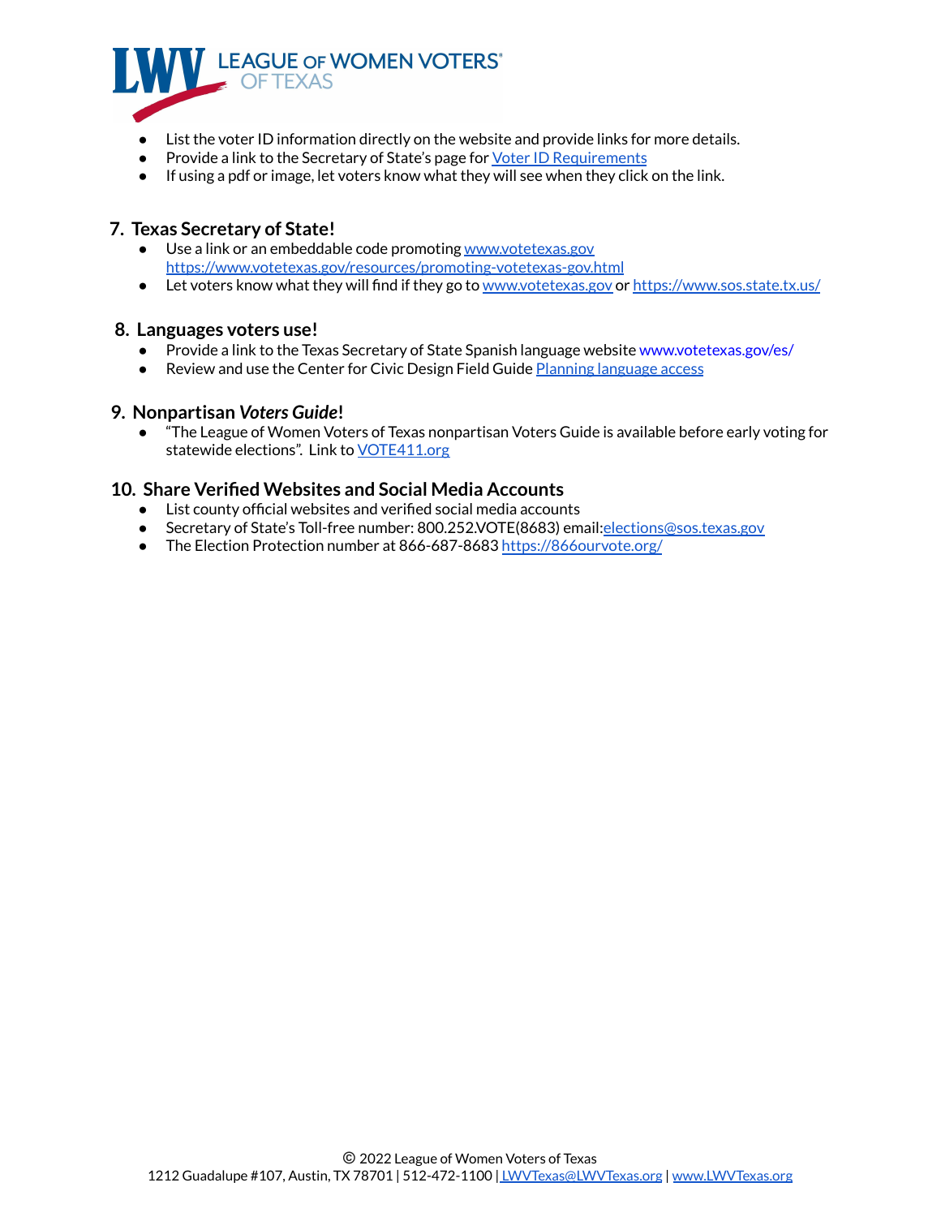- List the voter ID information directly on the website and provide links for more details.
- Provide a link to the Secretary of State's page for Voter ID Requirements
- If using a pdf or image, let voters know what they will see when they click on the link.

## 7. Texas Secretary of State!

- Use a link or an embeddable code promoting www.votetexas.gov https://www.votetexas.gov/resources/promoting-votetexas-gov.html
- Let voters know what they will find if they go to www.votetexas.gov or https://www.sos.state.tx.us/

## 8. Languages voters use!

- Provide a link to the Texas Secretary of State Spanish language website www.votetexas.gov/es/
- Review and use the Center for Civic Design Field Guide Planning language access

## 9. Nonpartisan *Voters Guide*!

- "The League of Women Voters of Texas nonpartisan Voters Guide is available before early voting for statewide elections". Link to VOTE411.org

## 10. Share Verified Websites and Social Media Accounts

- List county official websites and verified social media accounts
- Secretary of State's Toll-free number: 800.252.VOTE(8683) email:elections@sos.texas.gov
- The Election Protection number at 866-687-8683 https://866ourvote.org/